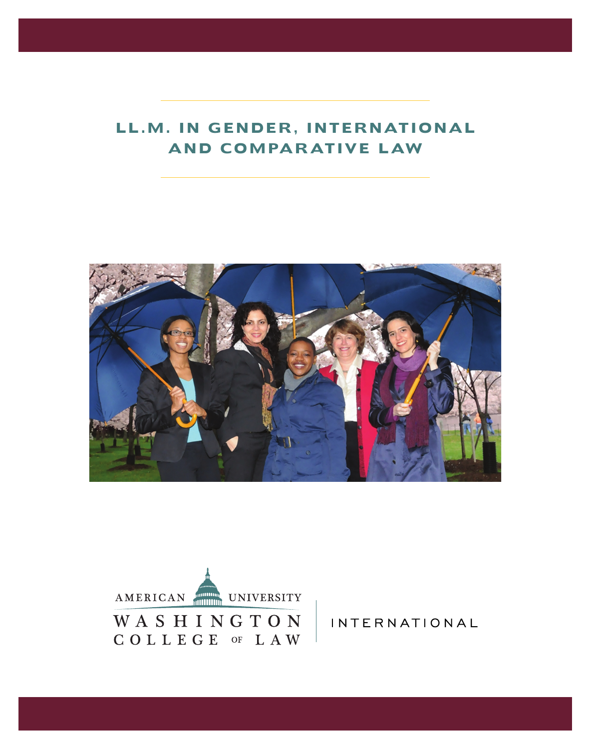# LL.M. IN GENDER, INTERNATIONAL AND COMPARATIVE LAW

AMERICAN UNIVERSITY
WASHINGTON COLLEGE OF LAW

INTERNATIONAL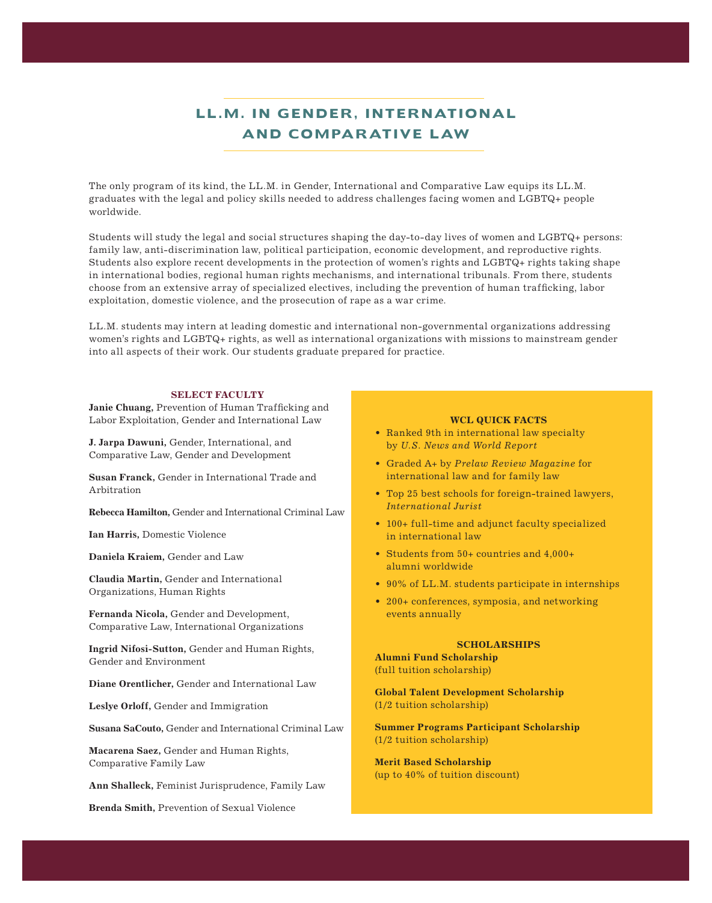# LL.M. IN GENDER, INTERNATIONAL AND COMPARATIVE LAW

The only program of its kind, the LL.M. in Gender, International and Comparative Law equips its LL.M. graduates with the legal and policy skills needed to address challenges facing women and LGBTQ+ people worldwide.

Students will study the legal and social structures shaping the day-to-day lives of women and LGBTQ+ persons: family law, anti-discrimination law, political participation, economic development, and reproductive rights. Students also explore recent developments in the protection of women's rights and LGBTQ+ rights taking shape in international bodies, regional human rights mechanisms, and international tribunals. From there, students choose from an extensive array of specialized electives, including the prevention of human trafficking, labor exploitation, domestic violence, and the prosecution of rape as a war crime.

LL.M. students may intern at leading domestic and international non-governmental organizations addressing women's rights and LGBTQ+ rights, as well as international organizations with missions to mainstream gender into all aspects of their work. Our students graduate prepared for practice.

### SELECT FACULTY

**Janie Chuang,** Prevention of Human Trafficking and Labor Exploitation, Gender and International Law

**J. Jarpa Dawuni,** Gender, International, and Comparative Law, Gender and Development

**Susan Franck,** Gender in International Trade and Arbitration

**Rebecca Hamilton,** Gender and International Criminal Law

**Ian Harris,** Domestic Violence

**Daniela Kraiem,** Gender and Law

**Claudia Martin,** Gender and International Organizations, Human Rights

**Fernanda Nicola,** Gender and Development, Comparative Law, International Organizations

**Ingrid Nifosi-Sutton,** Gender and Human Rights, Gender and Environment

**Diane Orentlicher,** Gender and International Law

**Leslye Orloff,** Gender and Immigration

**Susana SaCouto,** Gender and International Criminal Law

**Macarena Saez,** Gender and Human Rights, Comparative Family Law

**Ann Shalleck,** Feminist Jurisprudence, Family Law

**Brenda Smith,** Prevention of Sexual Violence

### WCL QUICK FACTS

- Ranked 9th in international law specialty by *U.S. News and World Report*
- Graded A+ by *Prelaw Review Magazine* for international law and for family law
- Top 25 best schools for foreign-trained lawyers, *International Jurist*
- 100+ full-time and adjunct faculty specialized in international law
- Students from 50+ countries and 4,000+ alumni worldwide
- 90% of LL.M. students participate in internships
- 200+ conferences, symposia, and networking events annually

### SCHOLARSHIPS

**Alumni Fund Scholarship**
(full tuition scholarship)

**Global Talent Development Scholarship**
(1/2 tuition scholarship)

**Summer Programs Participant Scholarship**
(1/2 tuition scholarship)

**Merit Based Scholarship**
(up to 40% of tuition discount)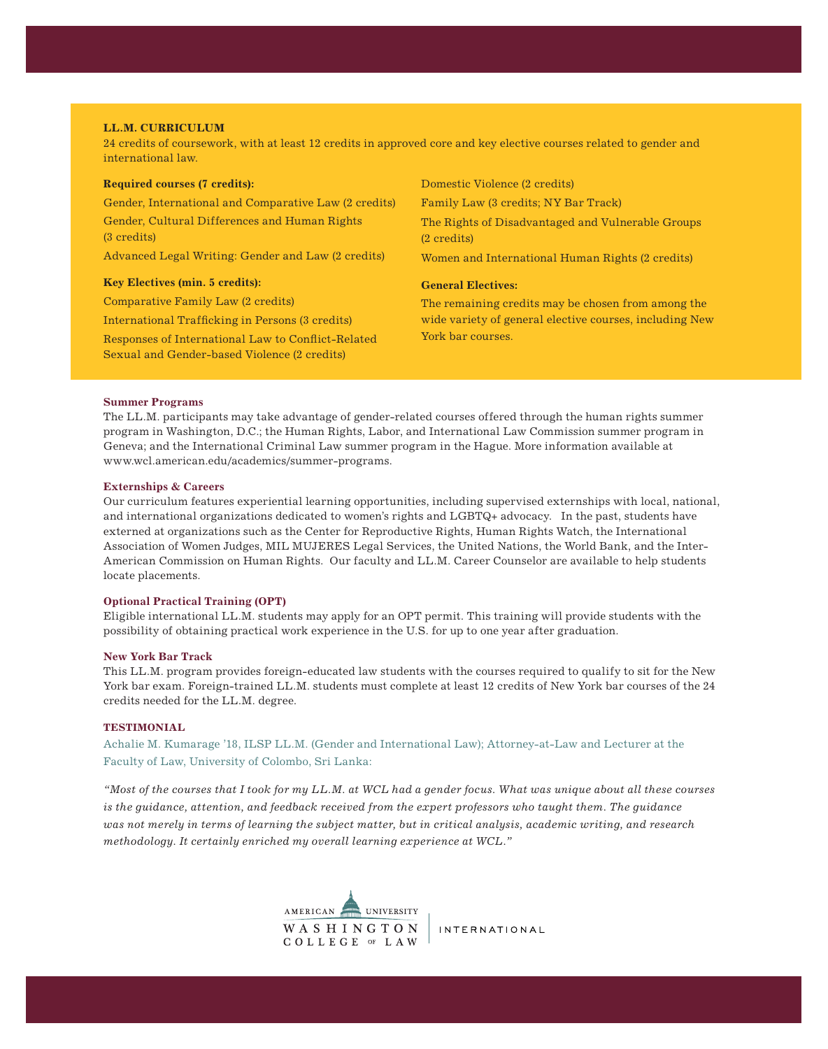## LL.M. CURRICULUM

24 credits of coursework, with at least 12 credits in approved core and key elective courses related to gender and international law.

**Required courses (7 credits):**

Gender, International and Comparative Law (2 credits)

Gender, Cultural Differences and Human Rights (3 credits)

Advanced Legal Writing: Gender and Law (2 credits)

**Key Electives (min. 5 credits):**

Comparative Family Law (2 credits)

International Trafficking in Persons (3 credits)

Responses of International Law to Conflict-Related Sexual and Gender-based Violence (2 credits)

Domestic Violence (2 credits)

Family Law (3 credits; NY Bar Track)

The Rights of Disadvantaged and Vulnerable Groups (2 credits)

Women and International Human Rights (2 credits)

**General Electives:**

The remaining credits may be chosen from among the wide variety of general elective courses, including New York bar courses.

### Summer Programs

The LL.M. participants may take advantage of gender-related courses offered through the human rights summer program in Washington, D.C.; the Human Rights, Labor, and International Law Commission summer program in Geneva; and the International Criminal Law summer program in the Hague. More information available at www.wcl.american.edu/academics/summer-programs.

### Externships & Careers

Our curriculum features experiential learning opportunities, including supervised externships with local, national, and international organizations dedicated to women's rights and LGBTQ+ advocacy. In the past, students have externed at organizations such as the Center for Reproductive Rights, Human Rights Watch, the International Association of Women Judges, MIL MUJERES Legal Services, the United Nations, the World Bank, and the Inter-American Commission on Human Rights. Our faculty and LL.M. Career Counselor are available to help students locate placements.

### Optional Practical Training (OPT)

Eligible international LL.M. students may apply for an OPT permit. This training will provide students with the possibility of obtaining practical work experience in the U.S. for up to one year after graduation.

### New York Bar Track

This LL.M. program provides foreign-educated law students with the courses required to qualify to sit for the New York bar exam. Foreign-trained LL.M. students must complete at least 12 credits of New York bar courses of the 24 credits needed for the LL.M. degree.

### TESTIMONIAL

Achalie M. Kumarage '18, ILSP LL.M. (Gender and International Law); Attorney-at-Law and Lecturer at the Faculty of Law, University of Colombo, Sri Lanka:

*"Most of the courses that I took for my LL.M. at WCL had a gender focus. What was unique about all these courses is the guidance, attention, and feedback received from the expert professors who taught them. The guidance was not merely in terms of learning the subject matter, but in critical analysis, academic writing, and research methodology. It certainly enriched my overall learning experience at WCL."*

AMERICAN UNIVERSITY WASHINGTON COLLEGE OF LAW | INTERNATIONAL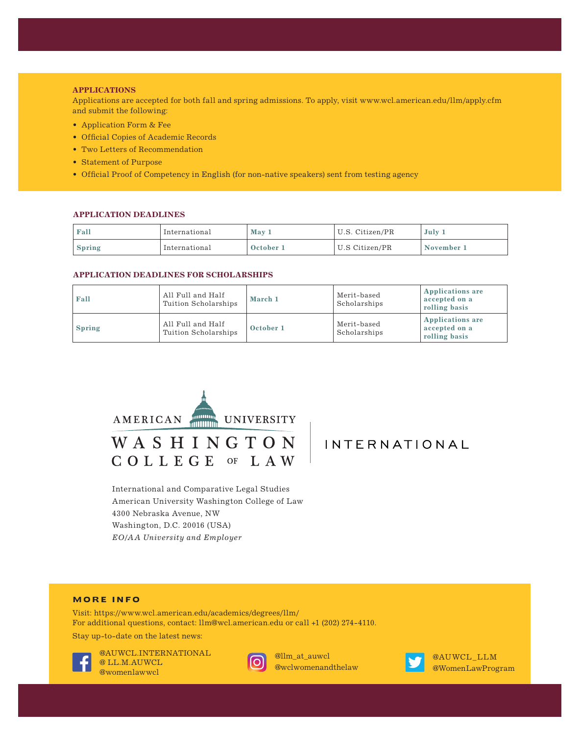## APPLICATIONS

Applications are accepted for both fall and spring admissions. To apply, visit www.wcl.american.edu/llm/apply.cfm and submit the following:

- Application Form & Fee
- Official Copies of Academic Records
- Two Letters of Recommendation
- Statement of Purpose
- Official Proof of Competency in English (for non-native speakers) sent from testing agency

## APPLICATION DEADLINES

| | | | | |
|---|---|---|---|---|
| **Fall** | International | **May 1** | U.S. Citizen/PR | **July 1** |
| **Spring** | International | **October 1** | U.S Citizen/PR | **November 1** |

## APPLICATION DEADLINES FOR SCHOLARSHIPS

| | | | | |
|---|---|---|---|---|
| **Fall** | All Full and Half Tuition Scholarships | **March 1** | Merit-based Scholarships | **Applications are accepted on a rolling basis** |
| **Spring** | All Full and Half Tuition Scholarships | **October 1** | Merit-based Scholarships | **Applications are accepted on a rolling basis** |

AMERICAN UNIVERSITY WASHINGTON COLLEGE OF LAW | INTERNATIONAL

International and Comparative Legal Studies
American University Washington College of Law
4300 Nebraska Avenue, NW
Washington, D.C. 20016 (USA)
*EO/AA University and Employer*

## MORE INFO

Visit: https://www.wcl.american.edu/academics/degrees/llm/
For additional questions, contact: llm@wcl.american.edu or call +1 (202) 274-4110.

Stay up-to-date on the latest news:

Facebook: @AUWCL.INTERNATIONAL, @ LL.M.AUWCL, @womenlawwcl

Instagram: @llm_at_auwcl, @wclwomenandthelaw

Twitter: @AUWCL_LLM, @WomenLawProgram